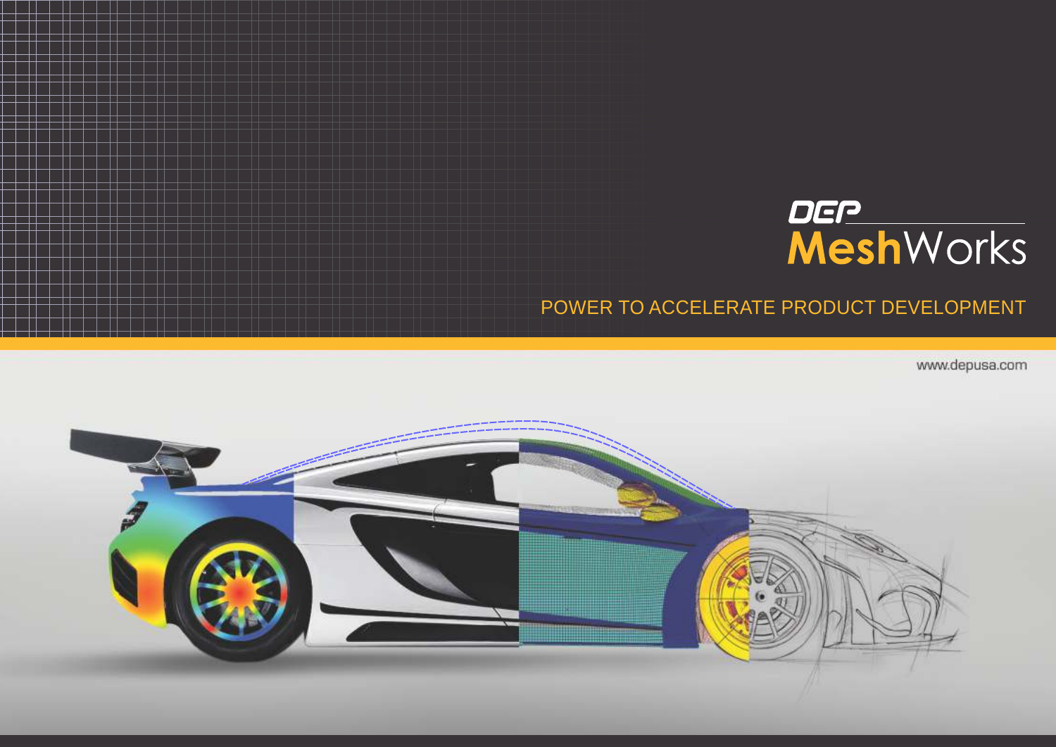# DEP MeshWorks

POWER TO ACCELERATE PRODUCT DEVELOPMENT

www.depusa.com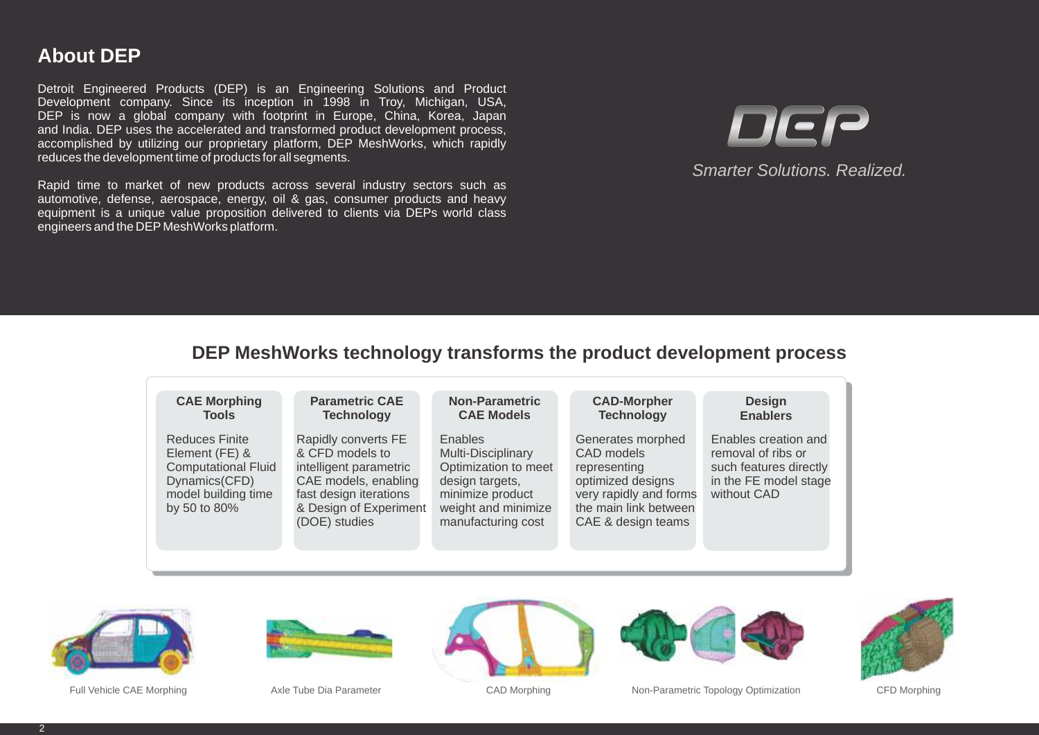## About DEP

Detroit Engineered Products (DEP) is an Engineering Solutions and Product Development company. Since its inception in 1998 in Troy, Michigan, USA, DEP is now a global company with footprint in Europe, China, Korea, Japan and India. DEP uses the accelerated and transformed product development process, accomplished by utilizing our proprietary platform, DEP MeshWorks, which rapidly reduces the development time of products for all segments.

Rapid time to market of new products across several industry sectors such as automotive, defense, aerospace, energy, oil & gas, consumer products and heavy equipment is a unique value proposition delivered to clients via DEPs world class engineers and the DEP MeshWorks platform.

DEP

*Smarter Solutions. Realized.*

## DEP MeshWorks technology transforms the product development process

| CAE Morphing Tools | Parametric CAE Technology | Non-Parametric CAE Models | CAD-Morpher Technology | Design Enablers |
|---|---|---|---|---|
| Reduces Finite Element (FE) & Computational Fluid Dynamics(CFD) model building time by 50 to 80% | Rapidly converts FE & CFD models to intelligent parametric CAE models, enabling fast design iterations & Design of Experiment (DOE) studies | Enables Multi-Disciplinary Optimization to meet design targets, minimize product weight and minimize manufacturing cost | Generates morphed CAD models representing optimized designs very rapidly and forms the main link between CAE & design teams | Enables creation and removal of ribs or such features directly in the FE model stage without CAD |

Full Vehicle CAE Morphing

Axle Tube Dia Parameter

CAD Morphing

Non-Parametric Topology Optimization

CFD Morphing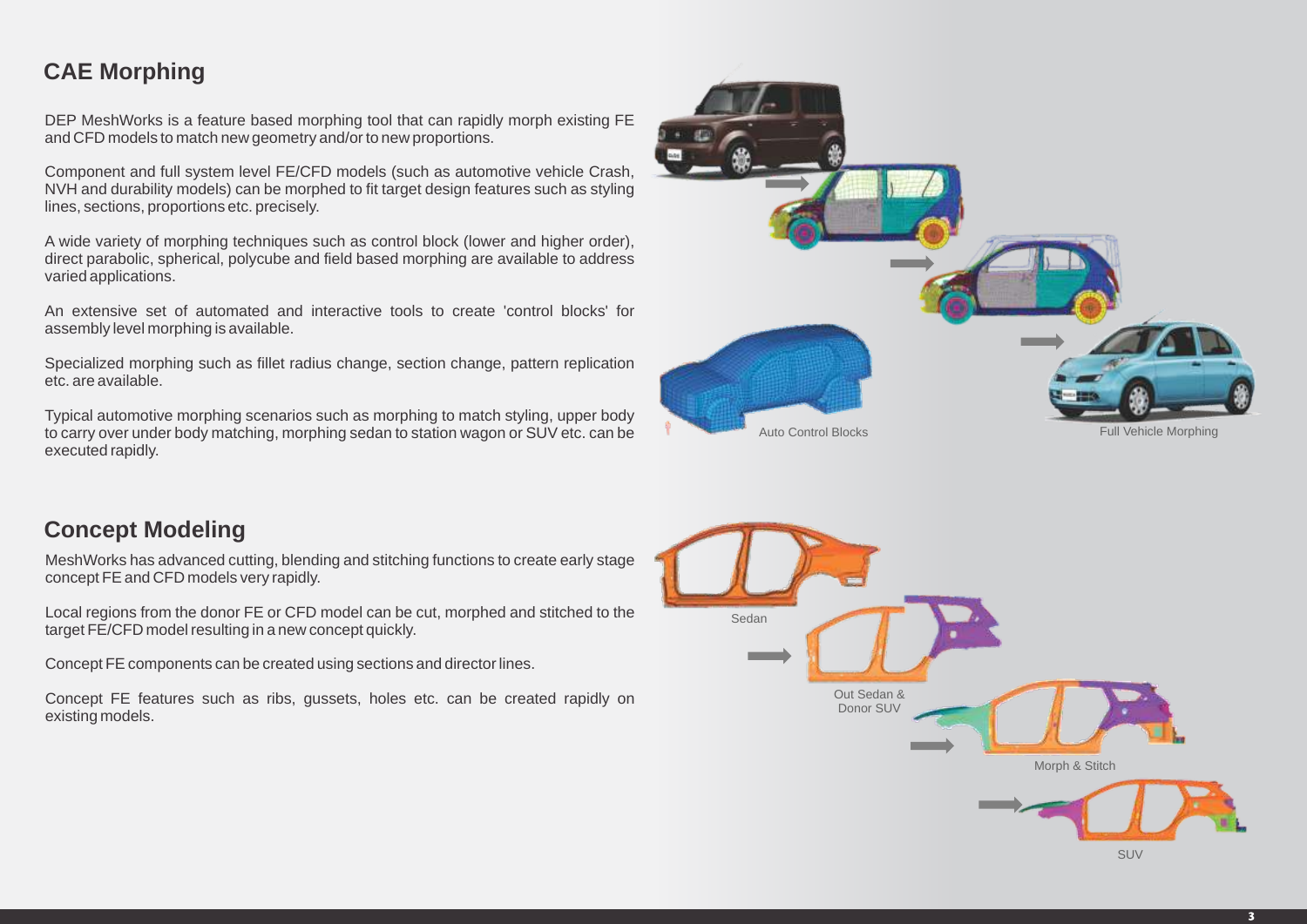## CAE Morphing

DEP MeshWorks is a feature based morphing tool that can rapidly morph existing FE and CFD models to match new geometry and/or to new proportions.

Component and full system level FE/CFD models (such as automotive vehicle Crash, NVH and durability models) can be morphed to fit target design features such as styling lines, sections, proportions etc. precisely.

A wide variety of morphing techniques such as control block (lower and higher order), direct parabolic, spherical, polycube and field based morphing are available to address varied applications.

An extensive set of automated and interactive tools to create 'control blocks' for assembly level morphing is available.

Specialized morphing such as fillet radius change, section change, pattern replication etc. are available.

Typical automotive morphing scenarios such as morphing to match styling, upper body to carry over under body matching, morphing sedan to station wagon or SUV etc. can be executed rapidly.

Auto Control Blocks

Full Vehicle Morphing

## Concept Modeling

MeshWorks has advanced cutting, blending and stitching functions to create early stage concept FE and CFD models very rapidly.

Local regions from the donor FE or CFD model can be cut, morphed and stitched to the target FE/CFD model resulting in a new concept quickly.

Concept FE components can be created using sections and director lines.

Concept FE features such as ribs, gussets, holes etc. can be created rapidly on existing models.

Sedan

Out Sedan & Donor SUV

Morph & Stitch

SUV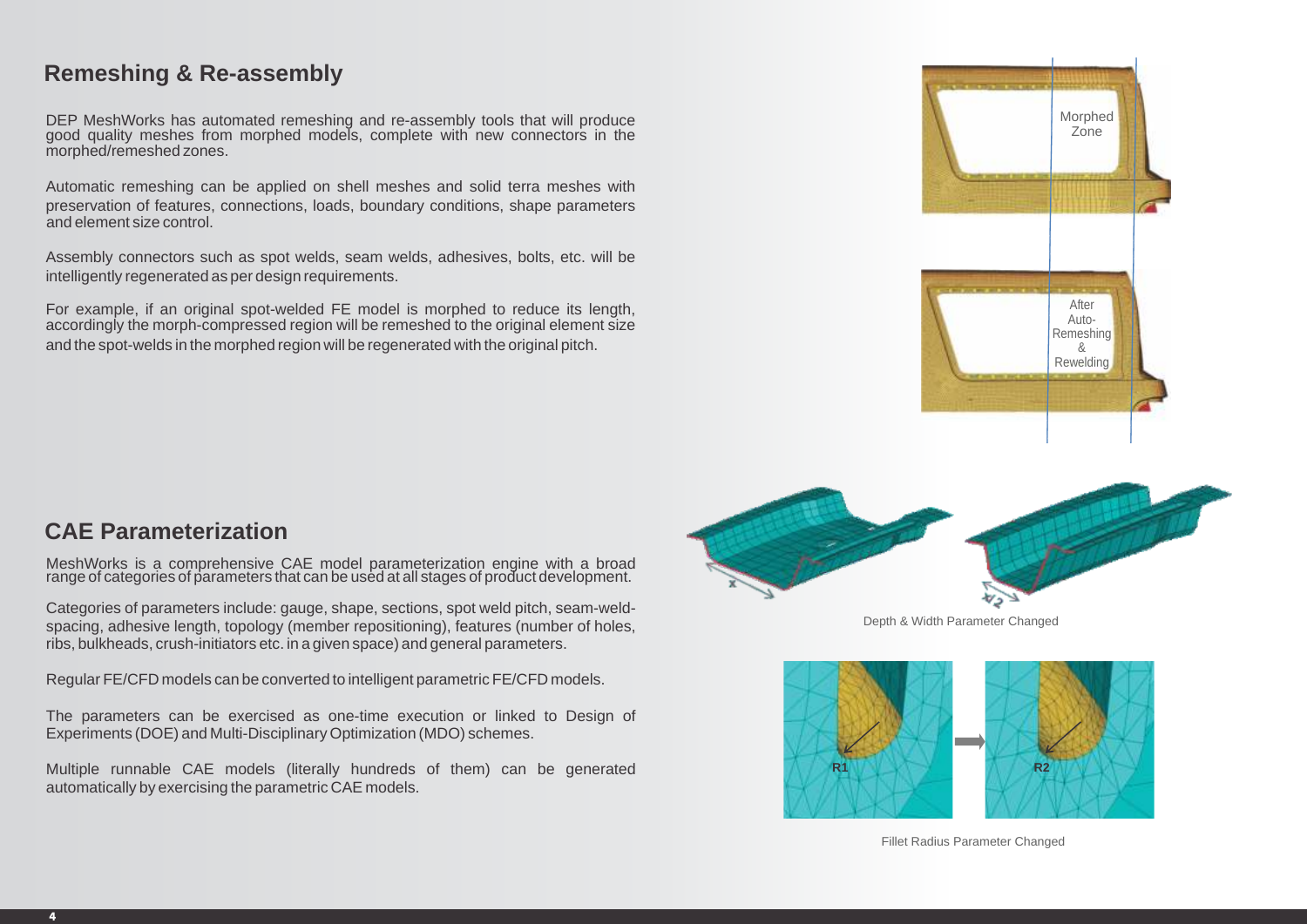## Remeshing & Re-assembly

DEP MeshWorks has automated remeshing and re-assembly tools that will produce good quality meshes from morphed models, complete with new connectors in the morphed/remeshed zones.

Automatic remeshing can be applied on shell meshes and solid terra meshes with preservation of features, connections, loads, boundary conditions, shape parameters and element size control.

Assembly connectors such as spot welds, seam welds, adhesives, bolts, etc. will be intelligently regenerated as per design requirements.

For example, if an original spot-welded FE model is morphed to reduce its length, accordingly the morph-compressed region will be remeshed to the original element size and the spot-welds in the morphed region will be regenerated with the original pitch.

Morphed Zone

After Auto-Remeshing & Rewelding

## CAE Parameterization

MeshWorks is a comprehensive CAE model parameterization engine with a broad range of categories of parameters that can be used at all stages of product development.

Categories of parameters include: gauge, shape, sections, spot weld pitch, seam-weld-spacing, adhesive length, topology (member repositioning), features (number of holes, ribs, bulkheads, crush-initiators etc. in a given space) and general parameters.

Regular FE/CFD models can be converted to intelligent parametric FE/CFD models.

The parameters can be exercised as one-time execution or linked to Design of Experiments (DOE) and Multi-Disciplinary Optimization (MDO) schemes.

Multiple runnable CAE models (literally hundreds of them) can be generated automatically by exercising the parametric CAE models.

Depth & Width Parameter Changed

Fillet Radius Parameter Changed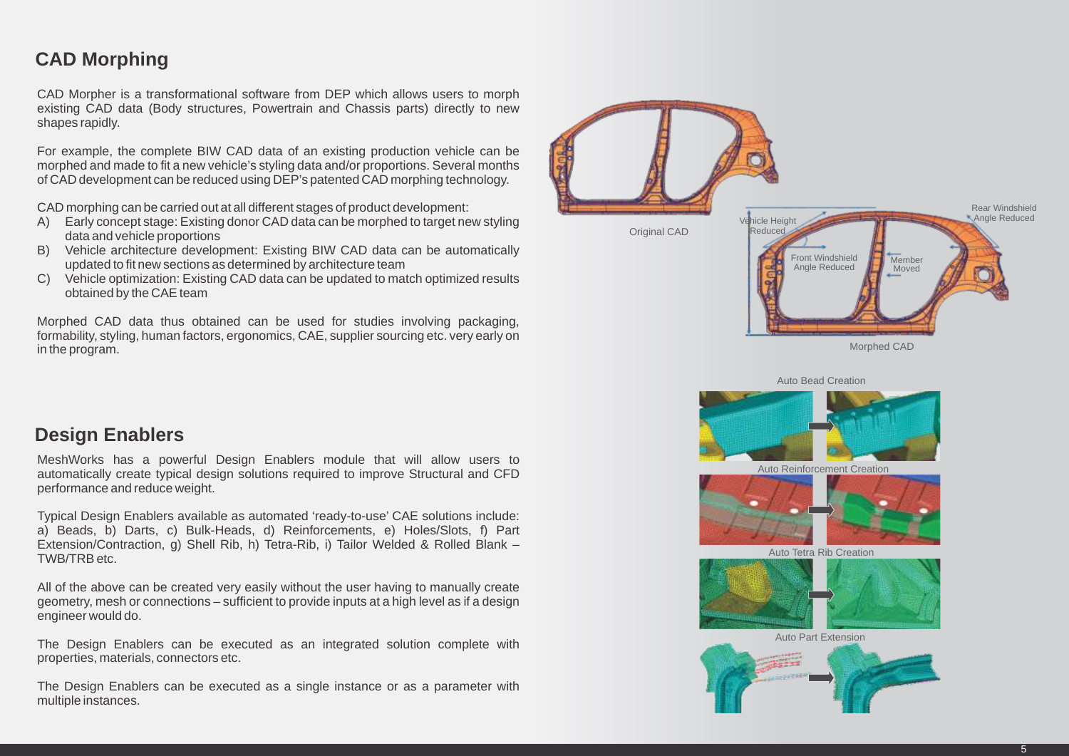## CAD Morphing

CAD Morpher is a transformational software from DEP which allows users to morph existing CAD data (Body structures, Powertrain and Chassis parts) directly to new shapes rapidly.

For example, the complete BIW CAD data of an existing production vehicle can be morphed and made to fit a new vehicle's styling data and/or proportions. Several months of CAD development can be reduced using DEP's patented CAD morphing technology.

CAD morphing can be carried out at all different stages of product development:

A) Early concept stage: Existing donor CAD data can be morphed to target new styling data and vehicle proportions

B) Vehicle architecture development: Existing BIW CAD data can be automatically updated to fit new sections as determined by architecture team

C) Vehicle optimization: Existing CAD data can be updated to match optimized results obtained by the CAE team

Morphed CAD data thus obtained can be used for studies involving packaging, formability, styling, human factors, ergonomics, CAE, supplier sourcing etc. very early on in the program.

Original CAD

Vehicle Height Reduced

Front Windshield Angle Reduced

Member Moved

Rear Windshield Angle Reduced

Morphed CAD

## Design Enablers

MeshWorks has a powerful Design Enablers module that will allow users to automatically create typical design solutions required to improve Structural and CFD performance and reduce weight.

Typical Design Enablers available as automated 'ready-to-use' CAE solutions include: a) Beads, b) Darts, c) Bulk-Heads, d) Reinforcements, e) Holes/Slots, f) Part Extension/Contraction, g) Shell Rib, h) Tetra-Rib, i) Tailor Welded & Rolled Blank – TWB/TRB etc.

All of the above can be created very easily without the user having to manually create geometry, mesh or connections – sufficient to provide inputs at a high level as if a design engineer would do.

The Design Enablers can be executed as an integrated solution complete with properties, materials, connectors etc.

The Design Enablers can be executed as a single instance or as a parameter with multiple instances.

Auto Bead Creation

Auto Reinforcement Creation

Auto Tetra Rib Creation

Auto Part Extension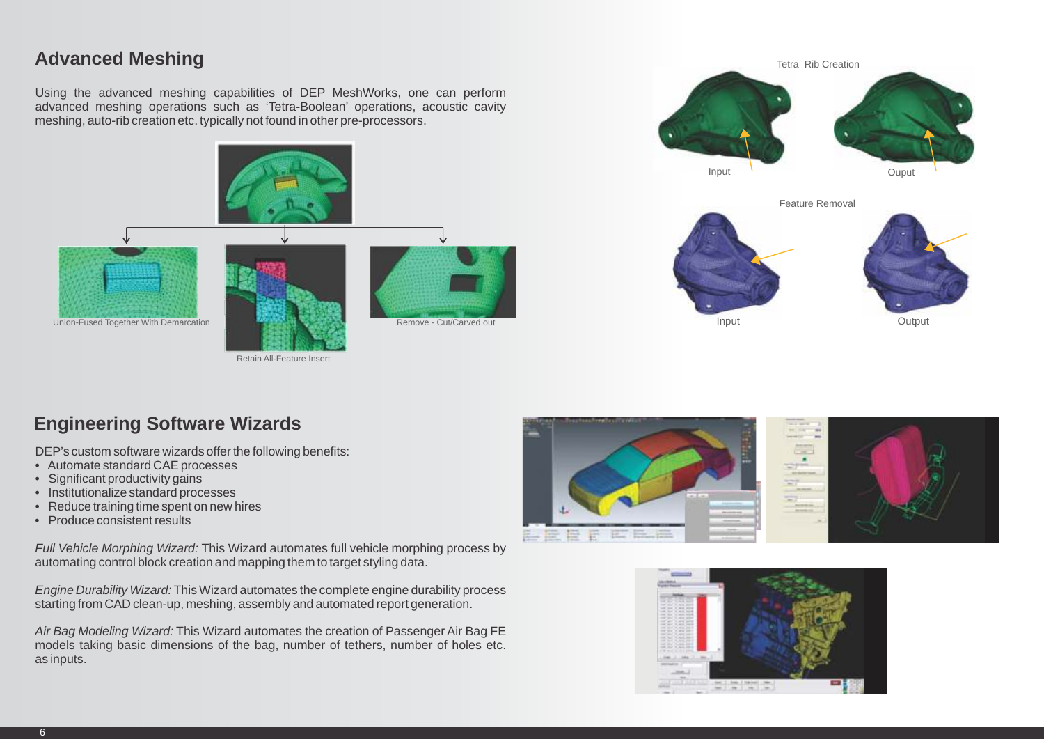## Advanced Meshing

Using the advanced meshing capabilities of DEP MeshWorks, one can perform advanced meshing operations such as 'Tetra-Boolean' operations, acoustic cavity meshing, auto-rib creation etc. typically not found in other pre-processors.

Union-Fused Together With Demarcation

Retain All-Feature Insert

Remove - Cut/Carved out

Tetra Rib Creation

Input

Ouput

Feature Removal

Input

Output

## Engineering Software Wizards

DEP's custom software wizards offer the following benefits:

- Automate standard CAE processes
- Significant productivity gains
- Institutionalize standard processes
- Reduce training time spent on new hires
- Produce consistent results

*Full Vehicle Morphing Wizard:* This Wizard automates full vehicle morphing process by automating control block creation and mapping them to target styling data.

*Engine Durability Wizard:* This Wizard automates the complete engine durability process starting from CAD clean-up, meshing, assembly and automated report generation.

*Air Bag Modeling Wizard:* This Wizard automates the creation of Passenger Air Bag FE models taking basic dimensions of the bag, number of tethers, number of holes etc. as inputs.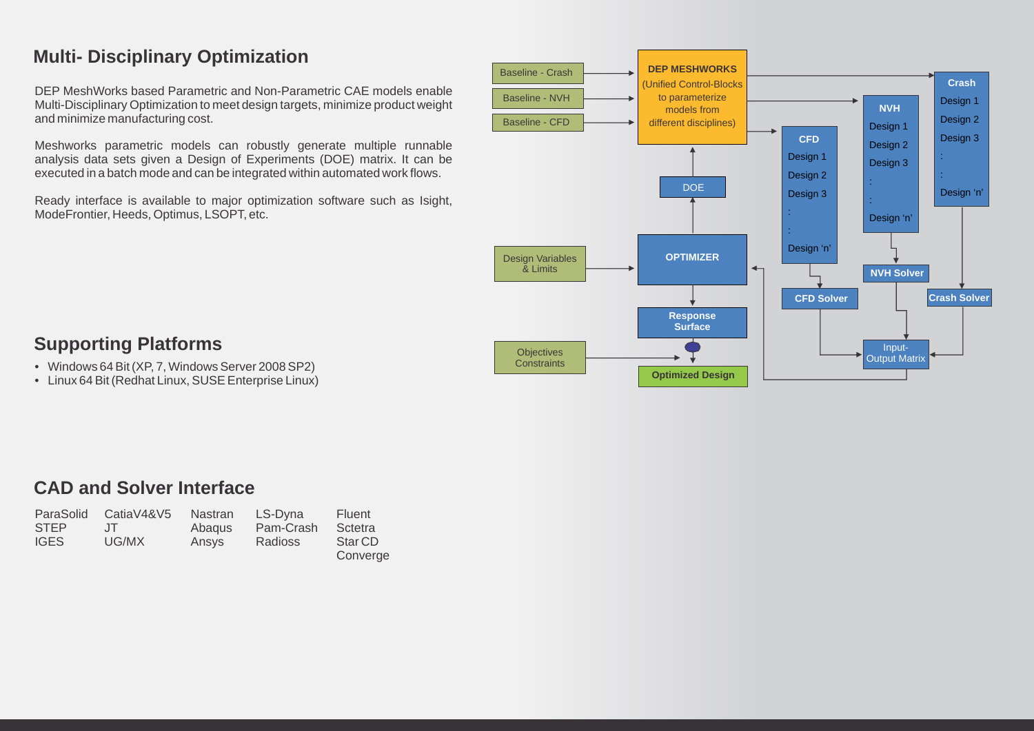## Multi- Disciplinary Optimization

DEP MeshWorks based Parametric and Non-Parametric CAE models enable Multi-Disciplinary Optimization to meet design targets, minimize product weight and minimize manufacturing cost.

Meshworks parametric models can robustly generate multiple runnable analysis data sets given a Design of Experiments (DOE) matrix. It can be executed in a batch mode and can be integrated within automated work flows.

Ready interface is available to major optimization software such as Isight, ModeFrontier, Heeds, Optimus, LSOPT, etc.

Baseline - Crash
Baseline - NVH
Baseline - CFD

**DEP MESHWORKS**
(Unified Control-Blocks to parameterize models from different disciplines)

DOE

Design Variables & Limits

**OPTIMIZER**

**Response Surface**

Objectives Constraints

**Optimized Design**

**CFD**
Design 1
Design 2
Design 3
:
:
Design 'n'

**NVH**
Design 1
Design 2
Design 3
:
:
Design 'n'

**Crash**
Design 1
Design 2
Design 3
:
:
Design 'n'

**CFD Solver**

**NVH Solver**

**Crash Solver**

Input-Output Matrix

## Supporting Platforms

- Windows 64 Bit (XP, 7, Windows Server 2008 SP2)
- Linux 64 Bit (Redhat Linux, SUSE Enterprise Linux)

## CAD and Solver Interface

| | | | | |
|---|---|---|---|---|
| ParaSolid | CatiaV4&V5 | Nastran | LS-Dyna | Fluent |
| STEP | JT | Abaqus | Pam-Crash | Sctetra |
| IGES | UG/MX | Ansys | Radioss | Star CD |
| | | | | Converge |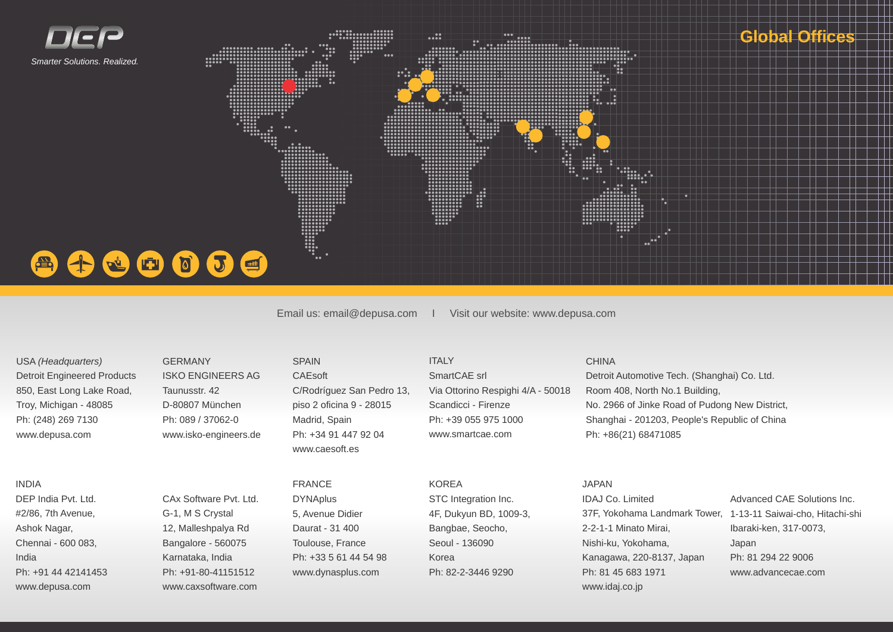DEP

*Smarter Solutions. Realized.*

## Global Offices

Email us: email@depusa.com  I  Visit our website: www.depusa.com

USA *(Headquarters)*
Detroit Engineered Products
850, East Long Lake Road,
Troy, Michigan - 48085
Ph: (248) 269 7130
www.depusa.com

GERMANY
ISKO ENGINEERS AG
Taunusstr. 42
D-80807 München
Ph: 089 / 37062-0
www.isko-engineers.de

SPAIN
CAEsoft
C/Rodríguez San Pedro 13,
piso 2 oficina 9 - 28015
Madrid, Spain
Ph: +34 91 447 92 04
www.caesoft.es

ITALY
SmartCAE srl
Via Ottorino Respighi 4/A - 50018
Scandicci - Firenze
Ph: +39 055 975 1000
www.smartcae.com

CHINA
Detroit Automotive Tech. (Shanghai) Co. Ltd.
Room 408, North No.1 Building,
No. 2966 of Jinke Road of Pudong New District,
Shanghai - 201203, People's Republic of China
Ph: +86(21) 68471085

INDIA
DEP India Pvt. Ltd.
#2/86, 7th Avenue,
Ashok Nagar,
Chennai - 600 083,
India
Ph: +91 44 42141453
www.depusa.com

CAx Software Pvt. Ltd.
G-1, M S Crystal
12, Malleshpalya Rd
Bangalore - 560075
Karnataka, India
Ph: +91-80-41151512
www.caxsoftware.com

FRANCE
DYNAplus
5, Avenue Didier
Daurat - 31 400
Toulouse, France
Ph: +33 5 61 44 54 98
www.dynasplus.com

KOREA
STC Integration Inc.
4F, Dukyun BD, 1009-3,
Bangbae, Seocho,
Seoul - 136090
Korea
Ph: 82-2-3446 9290

JAPAN
IDAJ Co. Limited
37F, Yokohama Landmark Tower,
2-2-1-1 Minato Mirai,
Nishi-ku, Yokohama,
Kanagawa, 220-8137, Japan
Ph: 81 45 683 1971
www.idaj.co.jp

Advanced CAE Solutions Inc.
1-13-11 Saiwai-cho, Hitachi-shi
Ibaraki-ken, 317-0073,
Japan
Ph: 81 294 22 9006
www.advancecae.com